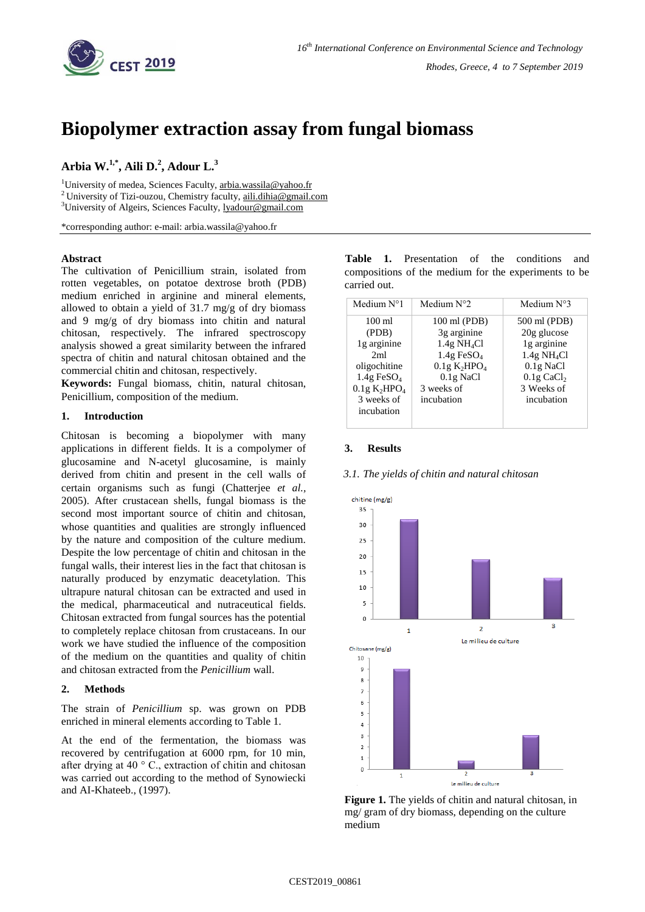# Biopolymer extraction assay from fungal biomass

**Arbia W.[1,*], Aili D.[2], Adour L.[3]**

[1]University of medea, Sciences Faculty, arbia.wassila@yahoo.fr
[2] University of Tizi-ouzou, Chemistry faculty, aili.dihia@gmail.com
[3]University of Algeirs, Sciences Faculty, lyadour@gmail.com

*corresponding author: e-mail: arbia.wassila@yahoo.fr

**Abstract**

The cultivation of Penicillium strain, isolated from rotten vegetables, on potatoe dextrose broth (PDB) medium enriched in arginine and mineral elements, allowed to obtain a yield of 31.7 mg/g of dry biomass and 9 mg/g of dry biomass into chitin and natural chitosan, respectively. The infrared spectroscopy analysis showed a great similarity between the infrared spectra of chitin and natural chitosan obtained and the commercial chitin and chitosan, respectively.

**Keywords:** Fungal biomass, chitin, natural chitosan, Penicillium, composition of the medium.

## 1. Introduction

Chitosan is becoming a biopolymer with many applications in different fields. It is a compolymer of glucosamine and N-acetyl glucosamine, is mainly derived from chitin and present in the cell walls of certain organisms such as fungi (Chatterjee *et al.*, 2005). After crustacean shells, fungal biomass is the second most important source of chitin and chitosan, whose quantities and qualities are strongly influenced by the nature and composition of the culture medium. Despite the low percentage of chitin and chitosan in the fungal walls, their interest lies in the fact that chitosan is naturally produced by enzymatic deacetylation. This ultrapure natural chitosan can be extracted and used in the medical, pharmaceutical and nutraceutical fields. Chitosan extracted from fungal sources has the potential to completely replace chitosan from crustaceans. In our work we have studied the influence of the composition of the medium on the quantities and quality of chitin and chitosan extracted from the *Penicillium* wall.

## 2. Methods

The strain of *Penicillium* sp. was grown on PDB enriched in mineral elements according to Table 1.

At the end of the fermentation, the biomass was recovered by centrifugation at 6000 rpm, for 10 min, after drying at 40 ° C., extraction of chitin and chitosan was carried out according to the method of Synowiecki and AI-Khateeb., (1997).

**Table 1.** Presentation of the conditions and compositions of the medium for the experiments to be carried out.

| Medium N°1 | Medium N°2 | Medium N°3 |
|---|---|---|
| 100 ml (PDB) 1g arginine 2ml oligochitine 1.4g $FeSO_4$ 0.1g $K_2HPO_4$ 3 weeks of incubation | 100 ml (PDB) 3g arginine 1.4g $NH_4Cl$ 1.4g $FeSO_4$ 0.1g $K_2HPO_4$ 0.1g NaCl 3 weeks of incubation | 500 ml (PDB) 20g glucose 1g arginine 1.4g $NH_4Cl$ 0.1g NaCl 0.1g $CaCl_2$ 3 Weeks of incubation |

## 3. Results

### *3.1. The yields of chitin and natural chitosan*

**Figure 1.** The yields of chitin and natural chitosan, in mg/ gram of dry biomass, depending on the culture medium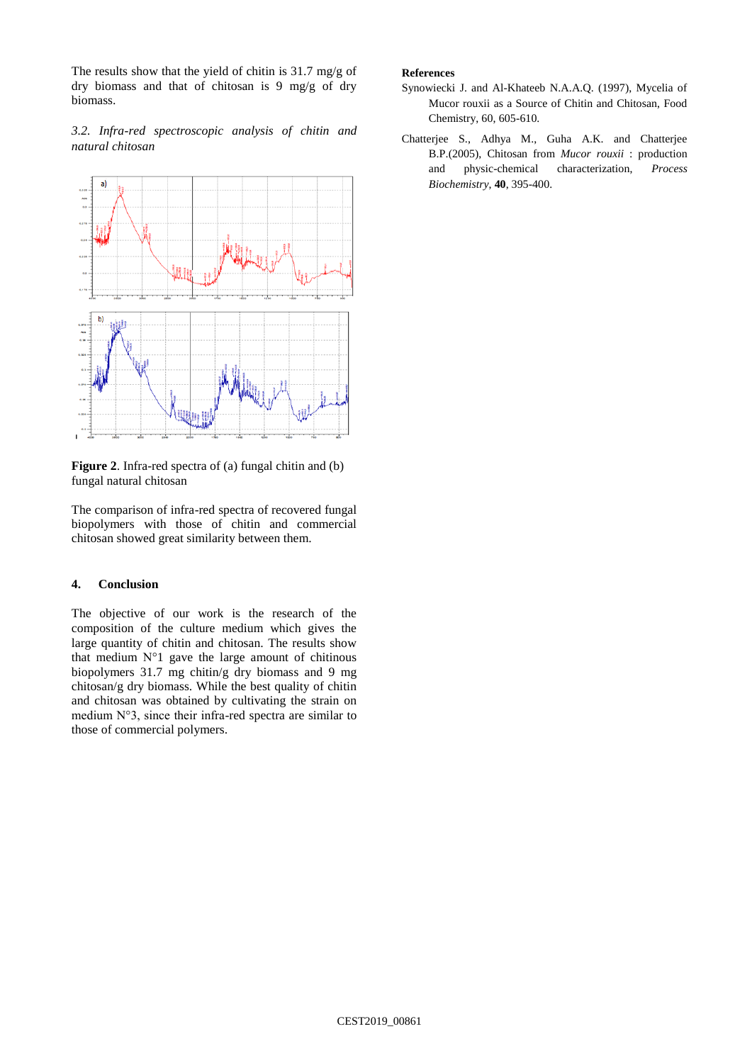The results show that the yield of chitin is 31.7 mg/g of dry biomass and that of chitosan is 9 mg/g of dry biomass.

*3.2. Infra-red spectroscopic analysis of chitin and natural chitosan*

a)

b)

**Figure 2**. Infra-red spectra of (a) fungal chitin and (b) fungal natural chitosan

The comparison of infra-red spectra of recovered fungal biopolymers with those of chitin and commercial chitosan showed great similarity between them.

## 4. Conclusion

The objective of our work is the research of the composition of the culture medium which gives the large quantity of chitin and chitosan. The results show that medium N°1 gave the large amount of chitinous biopolymers 31.7 mg chitin/g dry biomass and 9 mg chitosan/g dry biomass. While the best quality of chitin and chitosan was obtained by cultivating the strain on medium N°3, since their infra-red spectra are similar to those of commercial polymers.

**References**

Synowiecki J. and Al-Khateeb N.A.A.Q. (1997), Mycelia of Mucor rouxii as a Source of Chitin and Chitosan, Food Chemistry, 60, 605-610.

Chatterjee S., Adhya M., Guha A.K. and Chatterjee B.P.(2005), Chitosan from *Mucor rouxii* : production and physic-chemical characterization, *Process Biochemistry*, **40**, 395-400.